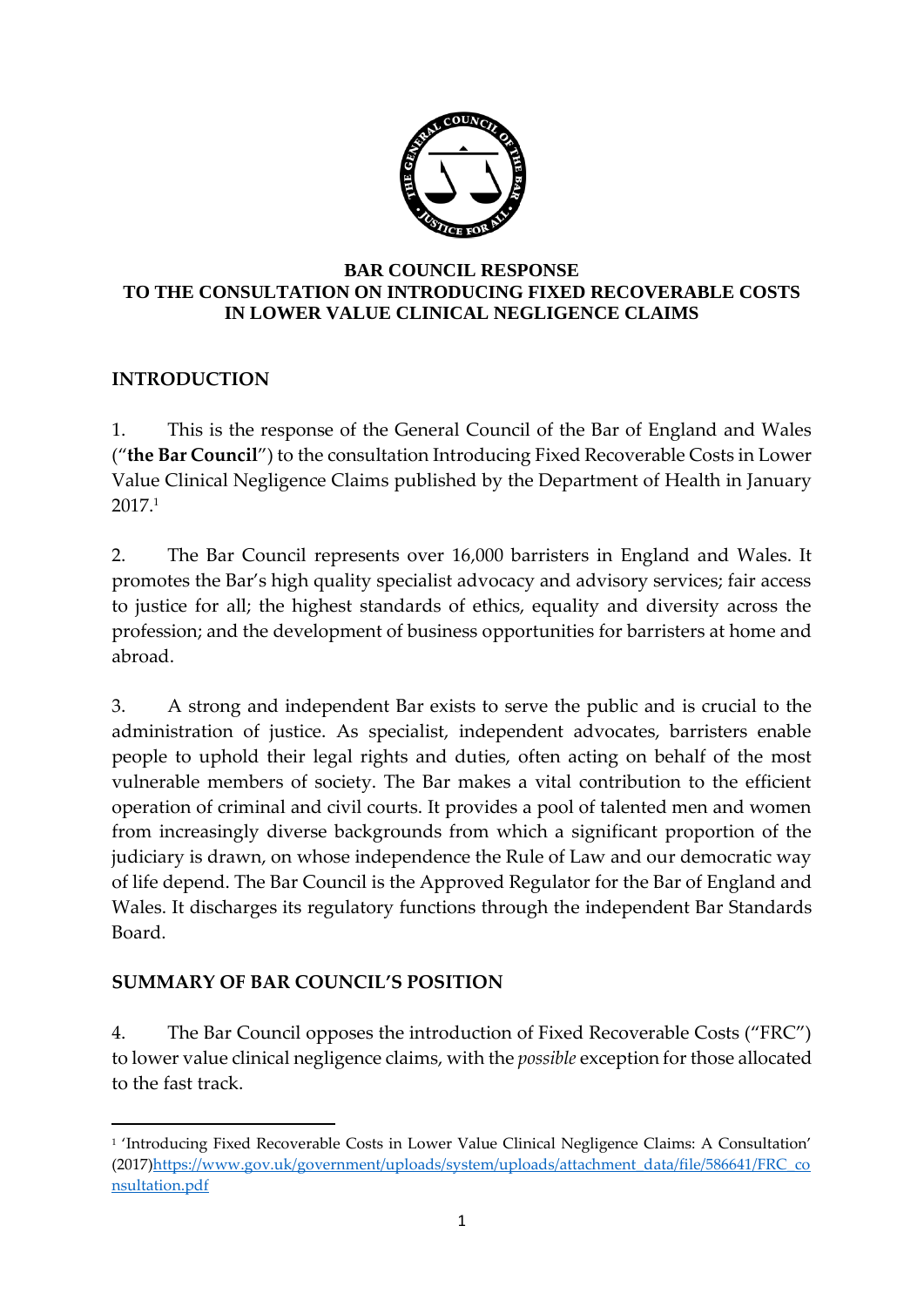# BAR COUNCIL RESPONSE TO THE CONSULTATION ON INTRODUCING FIXED RECOVERABLE COSTS IN LOWER VALUE CLINICAL NEGLIGENCE CLAIMS

## INTRODUCTION

1. This is the response of the General Council of the Bar of England and Wales ("**the Bar Council**") to the consultation Introducing Fixed Recoverable Costs in Lower Value Clinical Negligence Claims published by the Department of Health in January 2017.[1]

2. The Bar Council represents over 16,000 barristers in England and Wales. It promotes the Bar's high quality specialist advocacy and advisory services; fair access to justice for all; the highest standards of ethics, equality and diversity across the profession; and the development of business opportunities for barristers at home and abroad.

3. A strong and independent Bar exists to serve the public and is crucial to the administration of justice. As specialist, independent advocates, barristers enable people to uphold their legal rights and duties, often acting on behalf of the most vulnerable members of society. The Bar makes a vital contribution to the efficient operation of criminal and civil courts. It provides a pool of talented men and women from increasingly diverse backgrounds from which a significant proportion of the judiciary is drawn, on whose independence the Rule of Law and our democratic way of life depend. The Bar Council is the Approved Regulator for the Bar of England and Wales. It discharges its regulatory functions through the independent Bar Standards Board.

## SUMMARY OF BAR COUNCIL'S POSITION

4. The Bar Council opposes the introduction of Fixed Recoverable Costs ("FRC") to lower value clinical negligence claims, with the *possible* exception for those allocated to the fast track.

---

[1] 'Introducing Fixed Recoverable Costs in Lower Value Clinical Negligence Claims: A Consultation' (2017)https://www.gov.uk/government/uploads/system/uploads/attachment_data/file/586641/FRC_consultation.pdf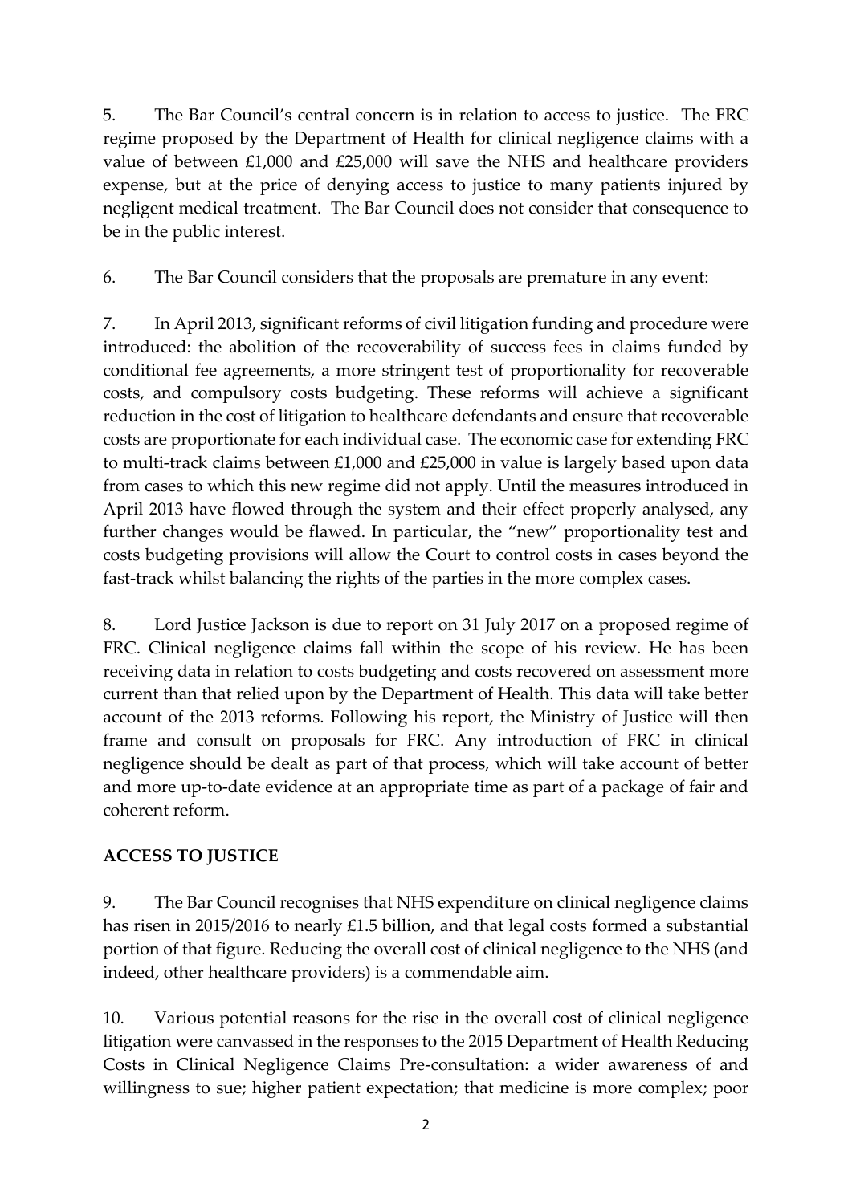5. The Bar Council's central concern is in relation to access to justice. The FRC regime proposed by the Department of Health for clinical negligence claims with a value of between £1,000 and £25,000 will save the NHS and healthcare providers expense, but at the price of denying access to justice to many patients injured by negligent medical treatment. The Bar Council does not consider that consequence to be in the public interest.

6. The Bar Council considers that the proposals are premature in any event:

7. In April 2013, significant reforms of civil litigation funding and procedure were introduced: the abolition of the recoverability of success fees in claims funded by conditional fee agreements, a more stringent test of proportionality for recoverable costs, and compulsory costs budgeting. These reforms will achieve a significant reduction in the cost of litigation to healthcare defendants and ensure that recoverable costs are proportionate for each individual case. The economic case for extending FRC to multi-track claims between £1,000 and £25,000 in value is largely based upon data from cases to which this new regime did not apply. Until the measures introduced in April 2013 have flowed through the system and their effect properly analysed, any further changes would be flawed. In particular, the "new" proportionality test and costs budgeting provisions will allow the Court to control costs in cases beyond the fast-track whilst balancing the rights of the parties in the more complex cases.

8. Lord Justice Jackson is due to report on 31 July 2017 on a proposed regime of FRC. Clinical negligence claims fall within the scope of his review. He has been receiving data in relation to costs budgeting and costs recovered on assessment more current than that relied upon by the Department of Health. This data will take better account of the 2013 reforms. Following his report, the Ministry of Justice will then frame and consult on proposals for FRC. Any introduction of FRC in clinical negligence should be dealt as part of that process, which will take account of better and more up-to-date evidence at an appropriate time as part of a package of fair and coherent reform.

## ACCESS TO JUSTICE

9. The Bar Council recognises that NHS expenditure on clinical negligence claims has risen in 2015/2016 to nearly £1.5 billion, and that legal costs formed a substantial portion of that figure. Reducing the overall cost of clinical negligence to the NHS (and indeed, other healthcare providers) is a commendable aim.

10. Various potential reasons for the rise in the overall cost of clinical negligence litigation were canvassed in the responses to the 2015 Department of Health Reducing Costs in Clinical Negligence Claims Pre-consultation: a wider awareness of and willingness to sue; higher patient expectation; that medicine is more complex; poor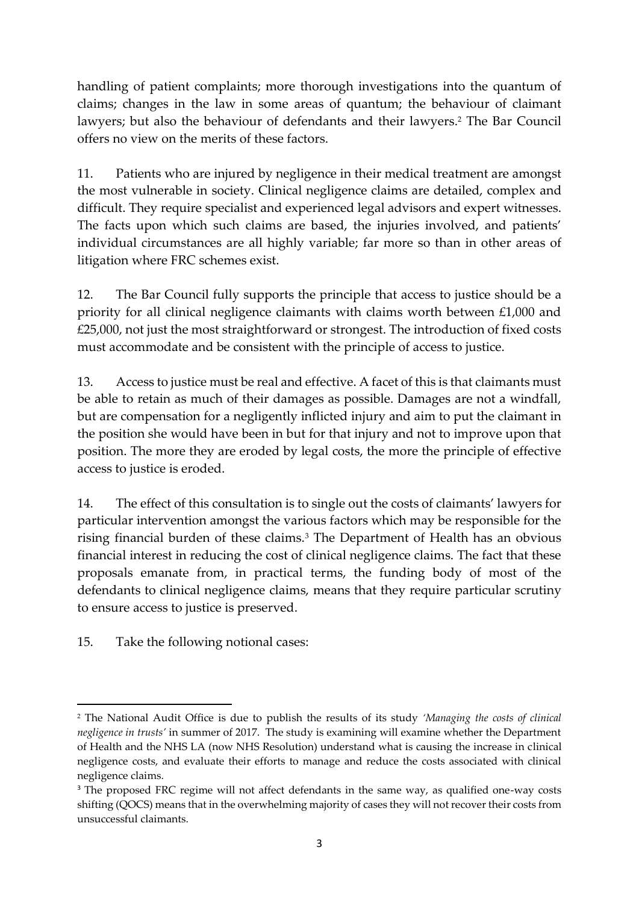handling of patient complaints; more thorough investigations into the quantum of claims; changes in the law in some areas of quantum; the behaviour of claimant lawyers; but also the behaviour of defendants and their lawyers.[2] The Bar Council offers no view on the merits of these factors.

11. Patients who are injured by negligence in their medical treatment are amongst the most vulnerable in society. Clinical negligence claims are detailed, complex and difficult. They require specialist and experienced legal advisors and expert witnesses. The facts upon which such claims are based, the injuries involved, and patients' individual circumstances are all highly variable; far more so than in other areas of litigation where FRC schemes exist.

12. The Bar Council fully supports the principle that access to justice should be a priority for all clinical negligence claimants with claims worth between £1,000 and £25,000, not just the most straightforward or strongest. The introduction of fixed costs must accommodate and be consistent with the principle of access to justice.

13. Access to justice must be real and effective. A facet of this is that claimants must be able to retain as much of their damages as possible. Damages are not a windfall, but are compensation for a negligently inflicted injury and aim to put the claimant in the position she would have been in but for that injury and not to improve upon that position. The more they are eroded by legal costs, the more the principle of effective access to justice is eroded.

14. The effect of this consultation is to single out the costs of claimants' lawyers for particular intervention amongst the various factors which may be responsible for the rising financial burden of these claims.[3] The Department of Health has an obvious financial interest in reducing the cost of clinical negligence claims. The fact that these proposals emanate from, in practical terms, the funding body of most of the defendants to clinical negligence claims, means that they require particular scrutiny to ensure access to justice is preserved.

15. Take the following notional cases:

---

[2] The National Audit Office is due to publish the results of its study *'Managing the costs of clinical negligence in trusts'* in summer of 2017. The study is examining will examine whether the Department of Health and the NHS LA (now NHS Resolution) understand what is causing the increase in clinical negligence costs, and evaluate their efforts to manage and reduce the costs associated with clinical negligence claims.

[3] The proposed FRC regime will not affect defendants in the same way, as qualified one-way costs shifting (QOCS) means that in the overwhelming majority of cases they will not recover their costs from unsuccessful claimants.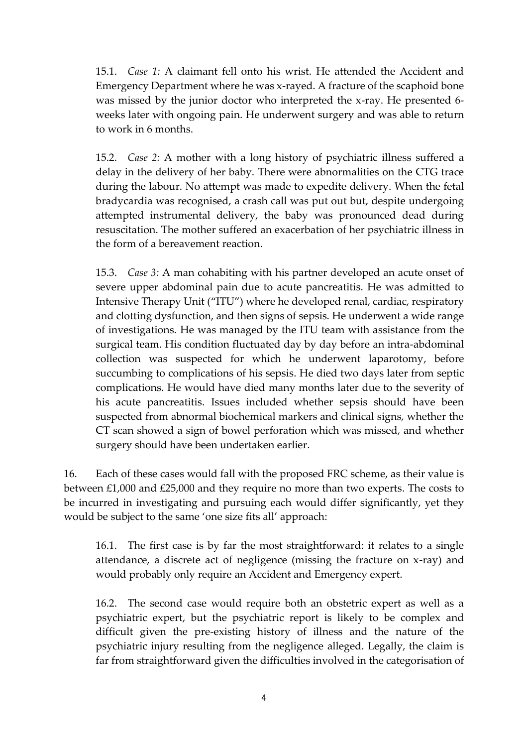15.1. *Case 1:* A claimant fell onto his wrist. He attended the Accident and Emergency Department where he was x-rayed. A fracture of the scaphoid bone was missed by the junior doctor who interpreted the x-ray. He presented 6-weeks later with ongoing pain. He underwent surgery and was able to return to work in 6 months.

15.2. *Case 2:* A mother with a long history of psychiatric illness suffered a delay in the delivery of her baby. There were abnormalities on the CTG trace during the labour. No attempt was made to expedite delivery. When the fetal bradycardia was recognised, a crash call was put out but, despite undergoing attempted instrumental delivery, the baby was pronounced dead during resuscitation. The mother suffered an exacerbation of her psychiatric illness in the form of a bereavement reaction.

15.3. *Case 3:* A man cohabiting with his partner developed an acute onset of severe upper abdominal pain due to acute pancreatitis. He was admitted to Intensive Therapy Unit ("ITU") where he developed renal, cardiac, respiratory and clotting dysfunction, and then signs of sepsis. He underwent a wide range of investigations. He was managed by the ITU team with assistance from the surgical team. His condition fluctuated day by day before an intra-abdominal collection was suspected for which he underwent laparotomy, before succumbing to complications of his sepsis. He died two days later from septic complications. He would have died many months later due to the severity of his acute pancreatitis. Issues included whether sepsis should have been suspected from abnormal biochemical markers and clinical signs, whether the CT scan showed a sign of bowel perforation which was missed, and whether surgery should have been undertaken earlier.

16. Each of these cases would fall with the proposed FRC scheme, as their value is between £1,000 and £25,000 and they require no more than two experts. The costs to be incurred in investigating and pursuing each would differ significantly, yet they would be subject to the same 'one size fits all' approach:

16.1. The first case is by far the most straightforward: it relates to a single attendance, a discrete act of negligence (missing the fracture on x-ray) and would probably only require an Accident and Emergency expert.

16.2. The second case would require both an obstetric expert as well as a psychiatric expert, but the psychiatric report is likely to be complex and difficult given the pre-existing history of illness and the nature of the psychiatric injury resulting from the negligence alleged. Legally, the claim is far from straightforward given the difficulties involved in the categorisation of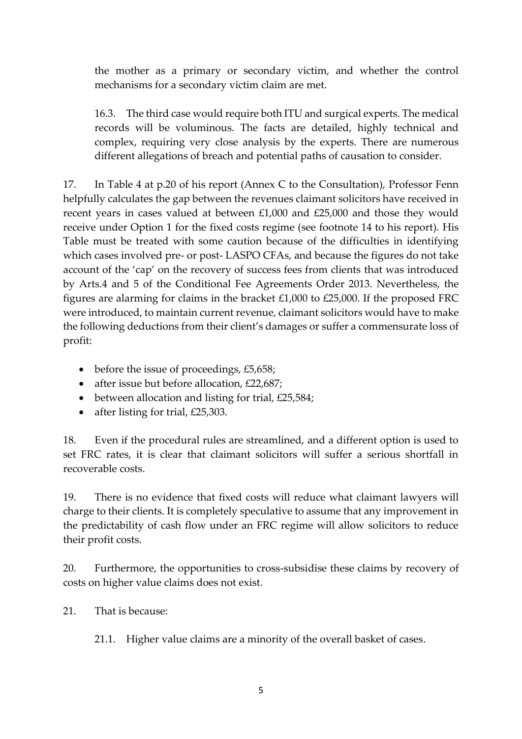the mother as a primary or secondary victim, and whether the control mechanisms for a secondary victim claim are met.

16.3. The third case would require both ITU and surgical experts. The medical records will be voluminous. The facts are detailed, highly technical and complex, requiring very close analysis by the experts. There are numerous different allegations of breach and potential paths of causation to consider.

17. In Table 4 at p.20 of his report (Annex C to the Consultation), Professor Fenn helpfully calculates the gap between the revenues claimant solicitors have received in recent years in cases valued at between £1,000 and £25,000 and those they would receive under Option 1 for the fixed costs regime (see footnote 14 to his report). His Table must be treated with some caution because of the difficulties in identifying which cases involved pre- or post- LASPO CFAs, and because the figures do not take account of the 'cap' on the recovery of success fees from clients that was introduced by Arts.4 and 5 of the Conditional Fee Agreements Order 2013. Nevertheless, the figures are alarming for claims in the bracket £1,000 to £25,000. If the proposed FRC were introduced, to maintain current revenue, claimant solicitors would have to make the following deductions from their client's damages or suffer a commensurate loss of profit:

- before the issue of proceedings, £5,658;
- after issue but before allocation, £22,687;
- between allocation and listing for trial, £25,584;
- after listing for trial, £25,303.

18. Even if the procedural rules are streamlined, and a different option is used to set FRC rates, it is clear that claimant solicitors will suffer a serious shortfall in recoverable costs.

19. There is no evidence that fixed costs will reduce what claimant lawyers will charge to their clients. It is completely speculative to assume that any improvement in the predictability of cash flow under an FRC regime will allow solicitors to reduce their profit costs.

20. Furthermore, the opportunities to cross-subsidise these claims by recovery of costs on higher value claims does not exist.

21. That is because:

21.1. Higher value claims are a minority of the overall basket of cases.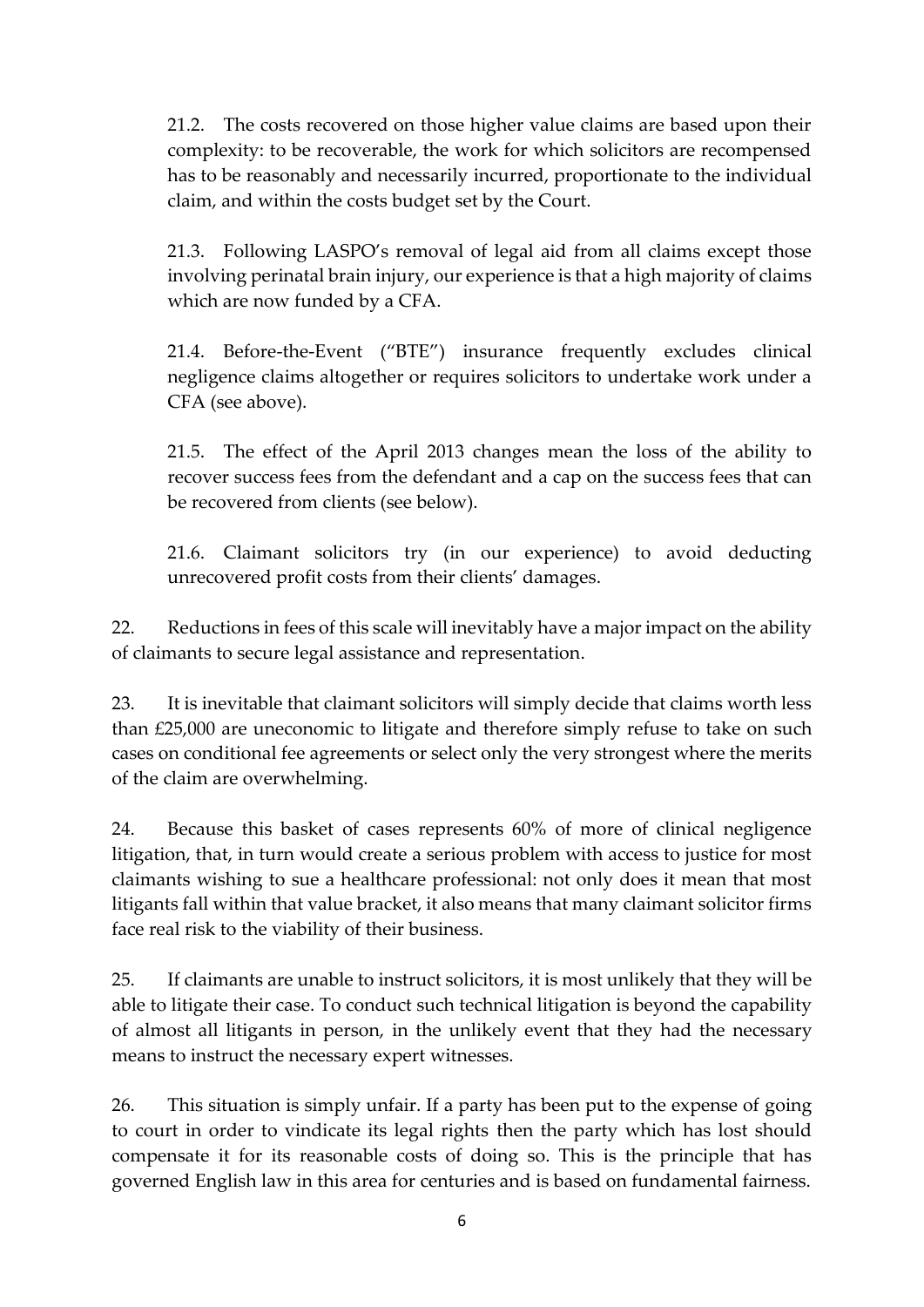21.2. The costs recovered on those higher value claims are based upon their complexity: to be recoverable, the work for which solicitors are recompensed has to be reasonably and necessarily incurred, proportionate to the individual claim, and within the costs budget set by the Court.

21.3. Following LASPO's removal of legal aid from all claims except those involving perinatal brain injury, our experience is that a high majority of claims which are now funded by a CFA.

21.4. Before-the-Event ("BTE") insurance frequently excludes clinical negligence claims altogether or requires solicitors to undertake work under a CFA (see above).

21.5. The effect of the April 2013 changes mean the loss of the ability to recover success fees from the defendant and a cap on the success fees that can be recovered from clients (see below).

21.6. Claimant solicitors try (in our experience) to avoid deducting unrecovered profit costs from their clients' damages.

22. Reductions in fees of this scale will inevitably have a major impact on the ability of claimants to secure legal assistance and representation.

23. It is inevitable that claimant solicitors will simply decide that claims worth less than £25,000 are uneconomic to litigate and therefore simply refuse to take on such cases on conditional fee agreements or select only the very strongest where the merits of the claim are overwhelming.

24. Because this basket of cases represents 60% of more of clinical negligence litigation, that, in turn would create a serious problem with access to justice for most claimants wishing to sue a healthcare professional: not only does it mean that most litigants fall within that value bracket, it also means that many claimant solicitor firms face real risk to the viability of their business.

25. If claimants are unable to instruct solicitors, it is most unlikely that they will be able to litigate their case. To conduct such technical litigation is beyond the capability of almost all litigants in person, in the unlikely event that they had the necessary means to instruct the necessary expert witnesses.

26. This situation is simply unfair. If a party has been put to the expense of going to court in order to vindicate its legal rights then the party which has lost should compensate it for its reasonable costs of doing so. This is the principle that has governed English law in this area for centuries and is based on fundamental fairness.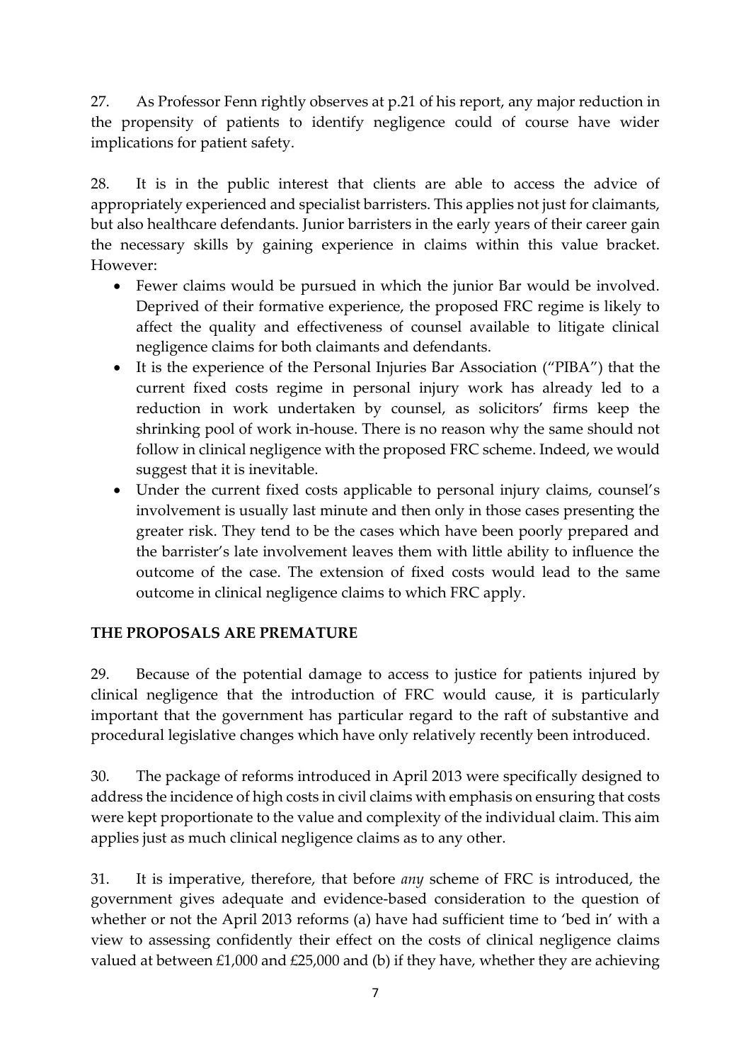27. As Professor Fenn rightly observes at p.21 of his report, any major reduction in the propensity of patients to identify negligence could of course have wider implications for patient safety.

28. It is in the public interest that clients are able to access the advice of appropriately experienced and specialist barristers. This applies not just for claimants, but also healthcare defendants. Junior barristers in the early years of their career gain the necessary skills by gaining experience in claims within this value bracket. However:

- Fewer claims would be pursued in which the junior Bar would be involved. Deprived of their formative experience, the proposed FRC regime is likely to affect the quality and effectiveness of counsel available to litigate clinical negligence claims for both claimants and defendants.
- It is the experience of the Personal Injuries Bar Association ("PIBA") that the current fixed costs regime in personal injury work has already led to a reduction in work undertaken by counsel, as solicitors' firms keep the shrinking pool of work in-house. There is no reason why the same should not follow in clinical negligence with the proposed FRC scheme. Indeed, we would suggest that it is inevitable.
- Under the current fixed costs applicable to personal injury claims, counsel's involvement is usually last minute and then only in those cases presenting the greater risk. They tend to be the cases which have been poorly prepared and the barrister's late involvement leaves them with little ability to influence the outcome of the case. The extension of fixed costs would lead to the same outcome in clinical negligence claims to which FRC apply.

**THE PROPOSALS ARE PREMATURE**

29. Because of the potential damage to access to justice for patients injured by clinical negligence that the introduction of FRC would cause, it is particularly important that the government has particular regard to the raft of substantive and procedural legislative changes which have only relatively recently been introduced.

30. The package of reforms introduced in April 2013 were specifically designed to address the incidence of high costs in civil claims with emphasis on ensuring that costs were kept proportionate to the value and complexity of the individual claim. This aim applies just as much clinical negligence claims as to any other.

31. It is imperative, therefore, that before *any* scheme of FRC is introduced, the government gives adequate and evidence-based consideration to the question of whether or not the April 2013 reforms (a) have had sufficient time to 'bed in' with a view to assessing confidently their effect on the costs of clinical negligence claims valued at between £1,000 and £25,000 and (b) if they have, whether they are achieving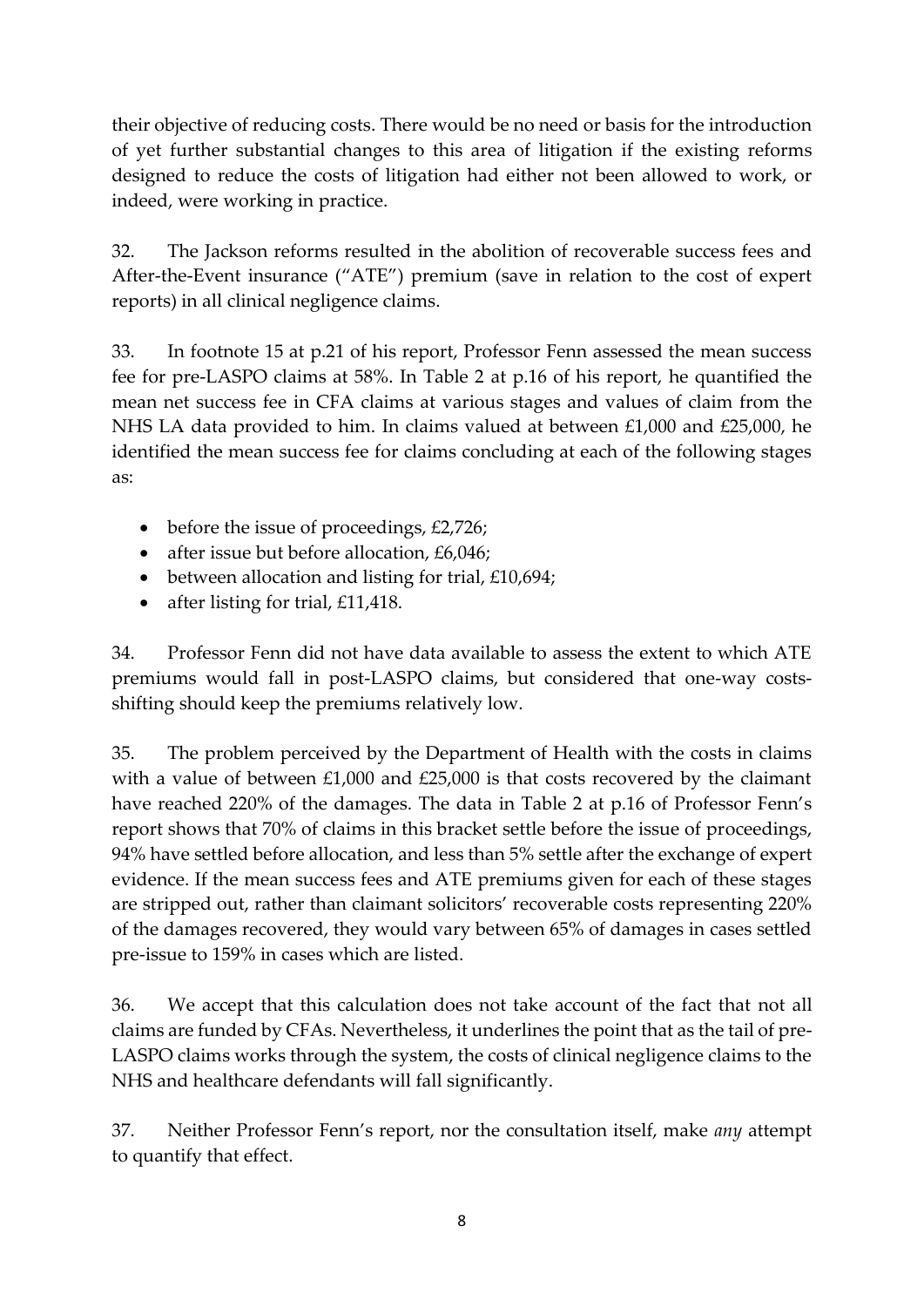their objective of reducing costs. There would be no need or basis for the introduction of yet further substantial changes to this area of litigation if the existing reforms designed to reduce the costs of litigation had either not been allowed to work, or indeed, were working in practice.

32. The Jackson reforms resulted in the abolition of recoverable success fees and After-the-Event insurance ("ATE") premium (save in relation to the cost of expert reports) in all clinical negligence claims.

33. In footnote 15 at p.21 of his report, Professor Fenn assessed the mean success fee for pre-LASPO claims at 58%. In Table 2 at p.16 of his report, he quantified the mean net success fee in CFA claims at various stages and values of claim from the NHS LA data provided to him. In claims valued at between £1,000 and £25,000, he identified the mean success fee for claims concluding at each of the following stages as:

- before the issue of proceedings, £2,726;
- after issue but before allocation, £6,046;
- between allocation and listing for trial, £10,694;
- after listing for trial, £11,418.

34. Professor Fenn did not have data available to assess the extent to which ATE premiums would fall in post-LASPO claims, but considered that one-way costs-shifting should keep the premiums relatively low.

35. The problem perceived by the Department of Health with the costs in claims with a value of between £1,000 and £25,000 is that costs recovered by the claimant have reached 220% of the damages. The data in Table 2 at p.16 of Professor Fenn's report shows that 70% of claims in this bracket settle before the issue of proceedings, 94% have settled before allocation, and less than 5% settle after the exchange of expert evidence. If the mean success fees and ATE premiums given for each of these stages are stripped out, rather than claimant solicitors' recoverable costs representing 220% of the damages recovered, they would vary between 65% of damages in cases settled pre-issue to 159% in cases which are listed.

36. We accept that this calculation does not take account of the fact that not all claims are funded by CFAs. Nevertheless, it underlines the point that as the tail of pre-LASPO claims works through the system, the costs of clinical negligence claims to the NHS and healthcare defendants will fall significantly.

37. Neither Professor Fenn's report, nor the consultation itself, make *any* attempt to quantify that effect.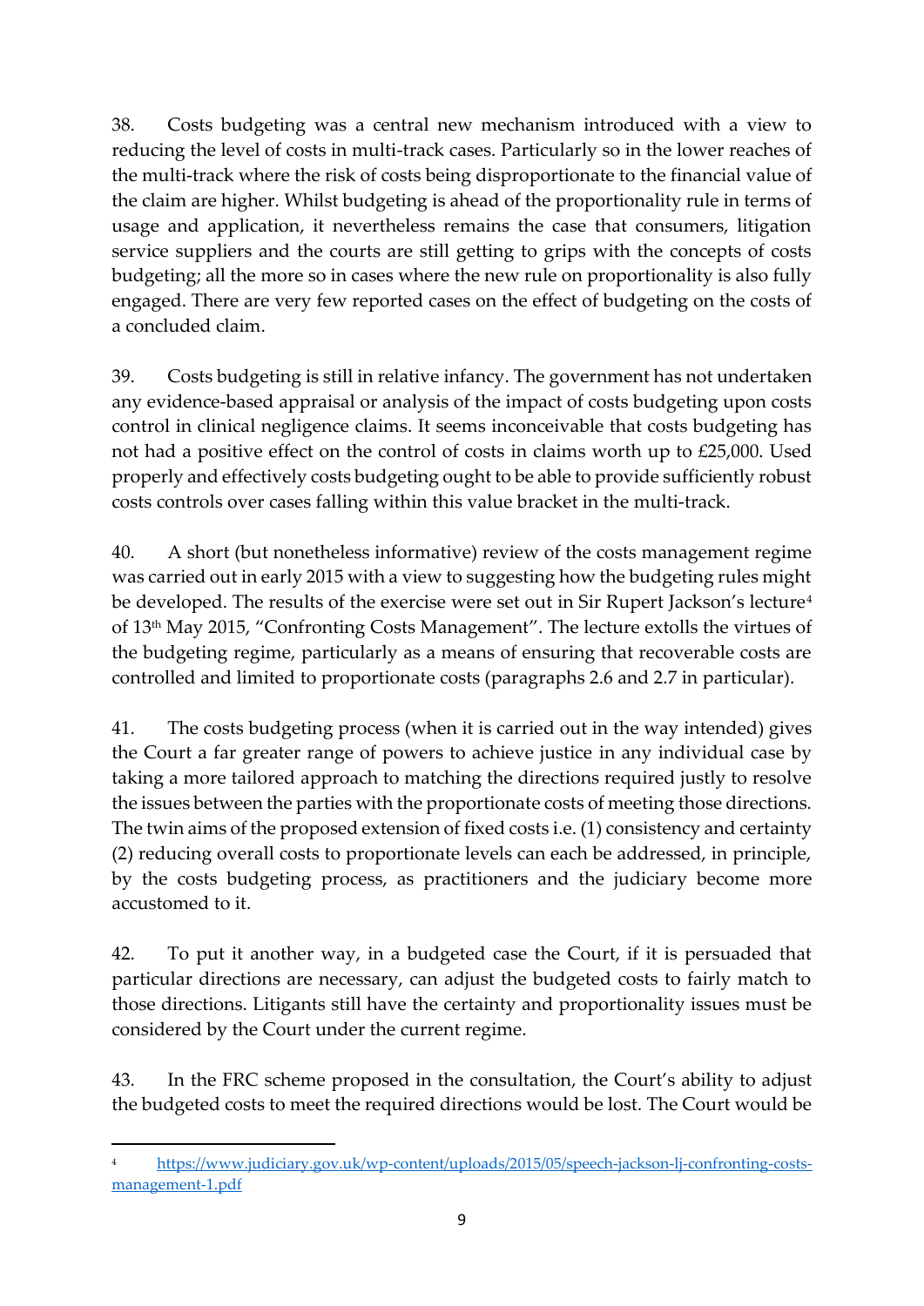38. Costs budgeting was a central new mechanism introduced with a view to reducing the level of costs in multi-track cases. Particularly so in the lower reaches of the multi-track where the risk of costs being disproportionate to the financial value of the claim are higher. Whilst budgeting is ahead of the proportionality rule in terms of usage and application, it nevertheless remains the case that consumers, litigation service suppliers and the courts are still getting to grips with the concepts of costs budgeting; all the more so in cases where the new rule on proportionality is also fully engaged. There are very few reported cases on the effect of budgeting on the costs of a concluded claim.

39. Costs budgeting is still in relative infancy. The government has not undertaken any evidence-based appraisal or analysis of the impact of costs budgeting upon costs control in clinical negligence claims. It seems inconceivable that costs budgeting has not had a positive effect on the control of costs in claims worth up to £25,000. Used properly and effectively costs budgeting ought to be able to provide sufficiently robust costs controls over cases falling within this value bracket in the multi-track.

40. A short (but nonetheless informative) review of the costs management regime was carried out in early 2015 with a view to suggesting how the budgeting rules might be developed. The results of the exercise were set out in Sir Rupert Jackson's lecture[4] of 13th May 2015, "Confronting Costs Management". The lecture extolls the virtues of the budgeting regime, particularly as a means of ensuring that recoverable costs are controlled and limited to proportionate costs (paragraphs 2.6 and 2.7 in particular).

41. The costs budgeting process (when it is carried out in the way intended) gives the Court a far greater range of powers to achieve justice in any individual case by taking a more tailored approach to matching the directions required justly to resolve the issues between the parties with the proportionate costs of meeting those directions. The twin aims of the proposed extension of fixed costs i.e. (1) consistency and certainty (2) reducing overall costs to proportionate levels can each be addressed, in principle, by the costs budgeting process, as practitioners and the judiciary become more accustomed to it.

42. To put it another way, in a budgeted case the Court, if it is persuaded that particular directions are necessary, can adjust the budgeted costs to fairly match to those directions. Litigants still have the certainty and proportionality issues must be considered by the Court under the current regime.

43. In the FRC scheme proposed in the consultation, the Court's ability to adjust the budgeted costs to meet the required directions would be lost. The Court would be

---

[4] https://www.judiciary.gov.uk/wp-content/uploads/2015/05/speech-jackson-lj-confronting-costs-management-1.pdf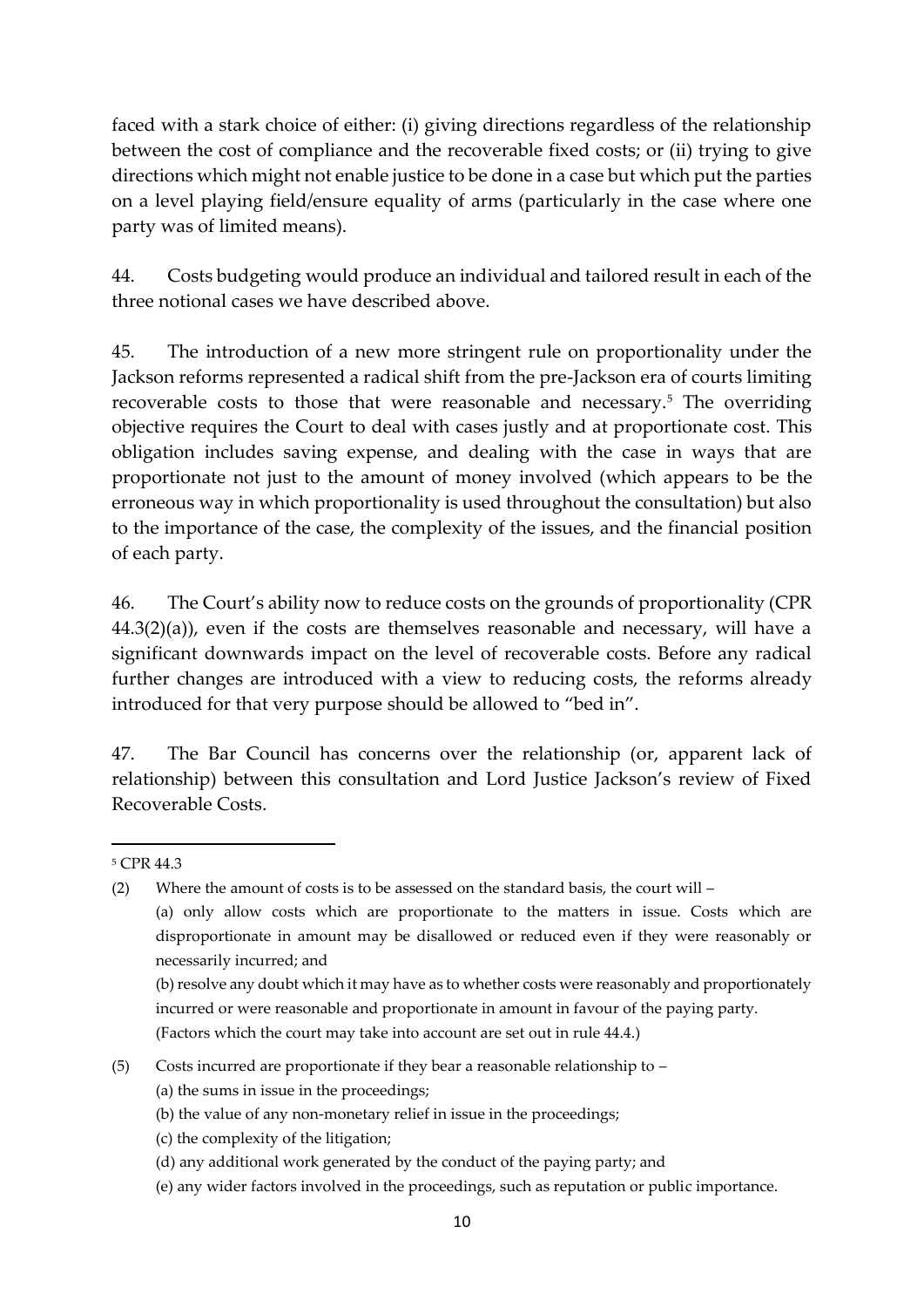faced with a stark choice of either: (i) giving directions regardless of the relationship between the cost of compliance and the recoverable fixed costs; or (ii) trying to give directions which might not enable justice to be done in a case but which put the parties on a level playing field/ensure equality of arms (particularly in the case where one party was of limited means).

44. Costs budgeting would produce an individual and tailored result in each of the three notional cases we have described above.

45. The introduction of a new more stringent rule on proportionality under the Jackson reforms represented a radical shift from the pre-Jackson era of courts limiting recoverable costs to those that were reasonable and necessary.[5] The overriding objective requires the Court to deal with cases justly and at proportionate cost. This obligation includes saving expense, and dealing with the case in ways that are proportionate not just to the amount of money involved (which appears to be the erroneous way in which proportionality is used throughout the consultation) but also to the importance of the case, the complexity of the issues, and the financial position of each party.

46. The Court's ability now to reduce costs on the grounds of proportionality (CPR 44.3(2)(a)), even if the costs are themselves reasonable and necessary, will have a significant downwards impact on the level of recoverable costs. Before any radical further changes are introduced with a view to reducing costs, the reforms already introduced for that very purpose should be allowed to "bed in".

47. The Bar Council has concerns over the relationship (or, apparent lack of relationship) between this consultation and Lord Justice Jackson's review of Fixed Recoverable Costs.

---

[5] CPR 44.3

(2) Where the amount of costs is to be assessed on the standard basis, the court will –

(a) only allow costs which are proportionate to the matters in issue. Costs which are disproportionate in amount may be disallowed or reduced even if they were reasonably or necessarily incurred; and

(b) resolve any doubt which it may have as to whether costs were reasonably and proportionately incurred or were reasonable and proportionate in amount in favour of the paying party.

(Factors which the court may take into account are set out in rule 44.4.)

(5) Costs incurred are proportionate if they bear a reasonable relationship to –

(a) the sums in issue in the proceedings;

(b) the value of any non-monetary relief in issue in the proceedings;

(c) the complexity of the litigation;

(d) any additional work generated by the conduct of the paying party; and

(e) any wider factors involved in the proceedings, such as reputation or public importance.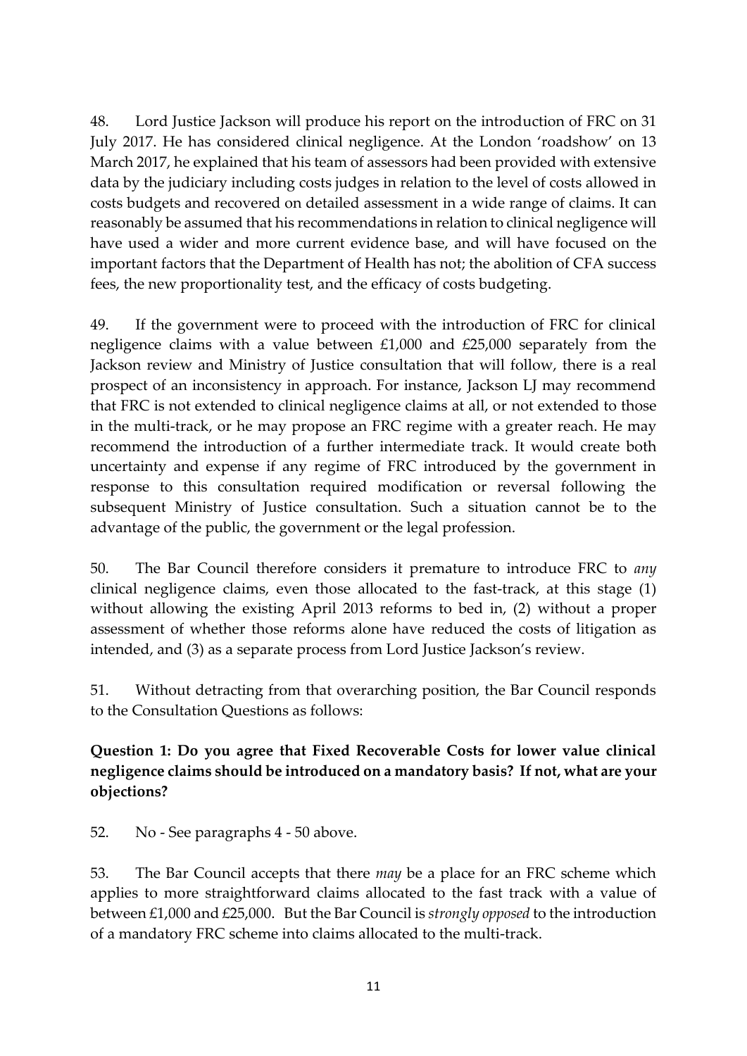48. Lord Justice Jackson will produce his report on the introduction of FRC on 31 July 2017. He has considered clinical negligence. At the London 'roadshow' on 13 March 2017, he explained that his team of assessors had been provided with extensive data by the judiciary including costs judges in relation to the level of costs allowed in costs budgets and recovered on detailed assessment in a wide range of claims. It can reasonably be assumed that his recommendations in relation to clinical negligence will have used a wider and more current evidence base, and will have focused on the important factors that the Department of Health has not; the abolition of CFA success fees, the new proportionality test, and the efficacy of costs budgeting.

49. If the government were to proceed with the introduction of FRC for clinical negligence claims with a value between £1,000 and £25,000 separately from the Jackson review and Ministry of Justice consultation that will follow, there is a real prospect of an inconsistency in approach. For instance, Jackson LJ may recommend that FRC is not extended to clinical negligence claims at all, or not extended to those in the multi-track, or he may propose an FRC regime with a greater reach. He may recommend the introduction of a further intermediate track. It would create both uncertainty and expense if any regime of FRC introduced by the government in response to this consultation required modification or reversal following the subsequent Ministry of Justice consultation. Such a situation cannot be to the advantage of the public, the government or the legal profession.

50. The Bar Council therefore considers it premature to introduce FRC to *any* clinical negligence claims, even those allocated to the fast-track, at this stage (1) without allowing the existing April 2013 reforms to bed in, (2) without a proper assessment of whether those reforms alone have reduced the costs of litigation as intended, and (3) as a separate process from Lord Justice Jackson's review.

51. Without detracting from that overarching position, the Bar Council responds to the Consultation Questions as follows:

**Question 1: Do you agree that Fixed Recoverable Costs for lower value clinical negligence claims should be introduced on a mandatory basis? If not, what are your objections?**

52. No - See paragraphs 4 - 50 above.

53. The Bar Council accepts that there *may* be a place for an FRC scheme which applies to more straightforward claims allocated to the fast track with a value of between £1,000 and £25,000. But the Bar Council is *strongly opposed* to the introduction of a mandatory FRC scheme into claims allocated to the multi-track.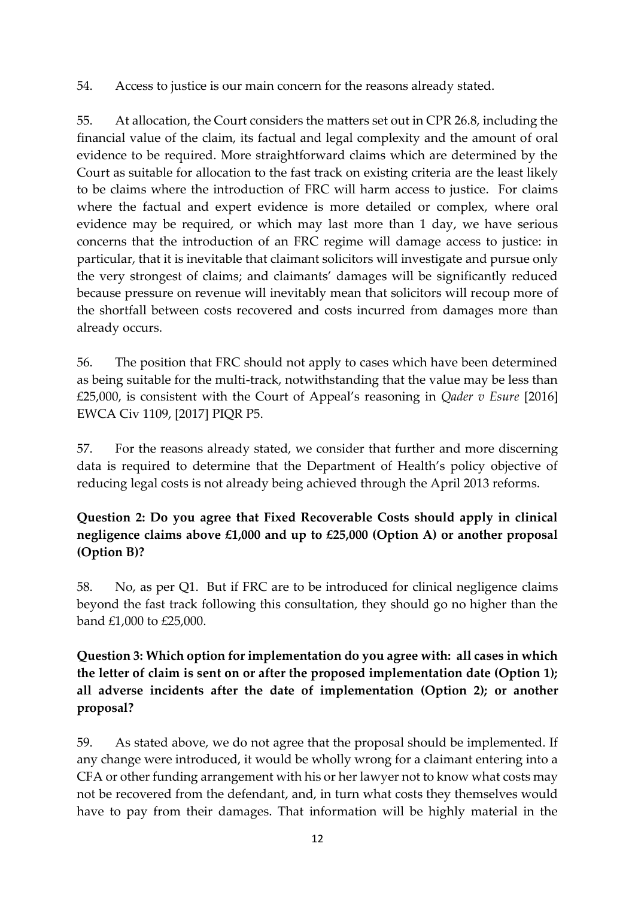54. Access to justice is our main concern for the reasons already stated.

55. At allocation, the Court considers the matters set out in CPR 26.8, including the financial value of the claim, its factual and legal complexity and the amount of oral evidence to be required. More straightforward claims which are determined by the Court as suitable for allocation to the fast track on existing criteria are the least likely to be claims where the introduction of FRC will harm access to justice. For claims where the factual and expert evidence is more detailed or complex, where oral evidence may be required, or which may last more than 1 day, we have serious concerns that the introduction of an FRC regime will damage access to justice: in particular, that it is inevitable that claimant solicitors will investigate and pursue only the very strongest of claims; and claimants' damages will be significantly reduced because pressure on revenue will inevitably mean that solicitors will recoup more of the shortfall between costs recovered and costs incurred from damages more than already occurs.

56. The position that FRC should not apply to cases which have been determined as being suitable for the multi-track, notwithstanding that the value may be less than £25,000, is consistent with the Court of Appeal's reasoning in *Qader v Esure* [2016] EWCA Civ 1109, [2017] PIQR P5.

57. For the reasons already stated, we consider that further and more discerning data is required to determine that the Department of Health's policy objective of reducing legal costs is not already being achieved through the April 2013 reforms.

**Question 2: Do you agree that Fixed Recoverable Costs should apply in clinical negligence claims above £1,000 and up to £25,000 (Option A) or another proposal (Option B)?**

58. No, as per Q1. But if FRC are to be introduced for clinical negligence claims beyond the fast track following this consultation, they should go no higher than the band £1,000 to £25,000.

**Question 3: Which option for implementation do you agree with: all cases in which the letter of claim is sent on or after the proposed implementation date (Option 1); all adverse incidents after the date of implementation (Option 2); or another proposal?**

59. As stated above, we do not agree that the proposal should be implemented. If any change were introduced, it would be wholly wrong for a claimant entering into a CFA or other funding arrangement with his or her lawyer not to know what costs may not be recovered from the defendant, and, in turn what costs they themselves would have to pay from their damages. That information will be highly material in the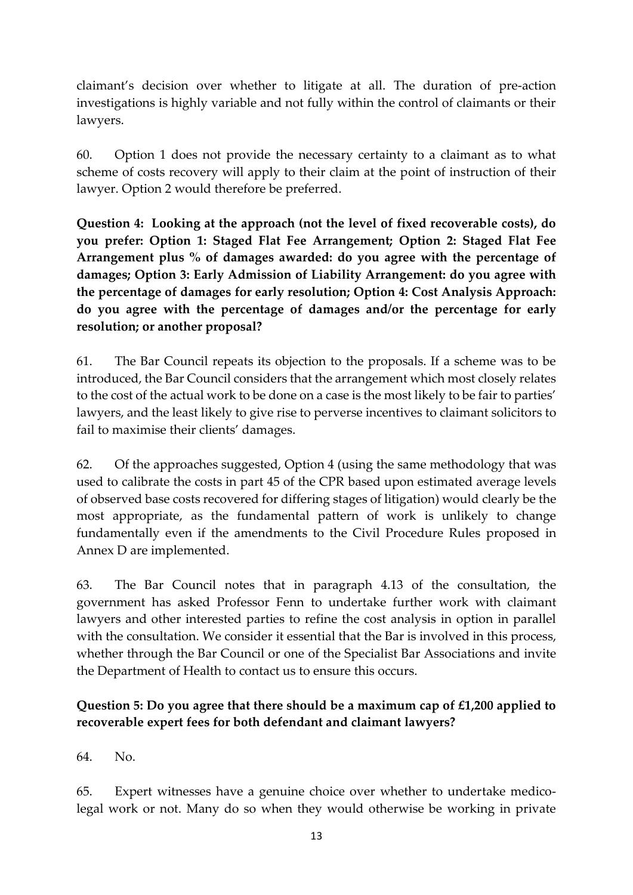claimant's decision over whether to litigate at all. The duration of pre-action investigations is highly variable and not fully within the control of claimants or their lawyers.

60. Option 1 does not provide the necessary certainty to a claimant as to what scheme of costs recovery will apply to their claim at the point of instruction of their lawyer. Option 2 would therefore be preferred.

**Question 4: Looking at the approach (not the level of fixed recoverable costs), do you prefer: Option 1: Staged Flat Fee Arrangement; Option 2: Staged Flat Fee Arrangement plus % of damages awarded: do you agree with the percentage of damages; Option 3: Early Admission of Liability Arrangement: do you agree with the percentage of damages for early resolution; Option 4: Cost Analysis Approach: do you agree with the percentage of damages and/or the percentage for early resolution; or another proposal?**

61. The Bar Council repeats its objection to the proposals. If a scheme was to be introduced, the Bar Council considers that the arrangement which most closely relates to the cost of the actual work to be done on a case is the most likely to be fair to parties' lawyers, and the least likely to give rise to perverse incentives to claimant solicitors to fail to maximise their clients' damages.

62. Of the approaches suggested, Option 4 (using the same methodology that was used to calibrate the costs in part 45 of the CPR based upon estimated average levels of observed base costs recovered for differing stages of litigation) would clearly be the most appropriate, as the fundamental pattern of work is unlikely to change fundamentally even if the amendments to the Civil Procedure Rules proposed in Annex D are implemented.

63. The Bar Council notes that in paragraph 4.13 of the consultation, the government has asked Professor Fenn to undertake further work with claimant lawyers and other interested parties to refine the cost analysis in option in parallel with the consultation. We consider it essential that the Bar is involved in this process, whether through the Bar Council or one of the Specialist Bar Associations and invite the Department of Health to contact us to ensure this occurs.

**Question 5: Do you agree that there should be a maximum cap of £1,200 applied to recoverable expert fees for both defendant and claimant lawyers?**

64. No.

65. Expert witnesses have a genuine choice over whether to undertake medico-legal work or not. Many do so when they would otherwise be working in private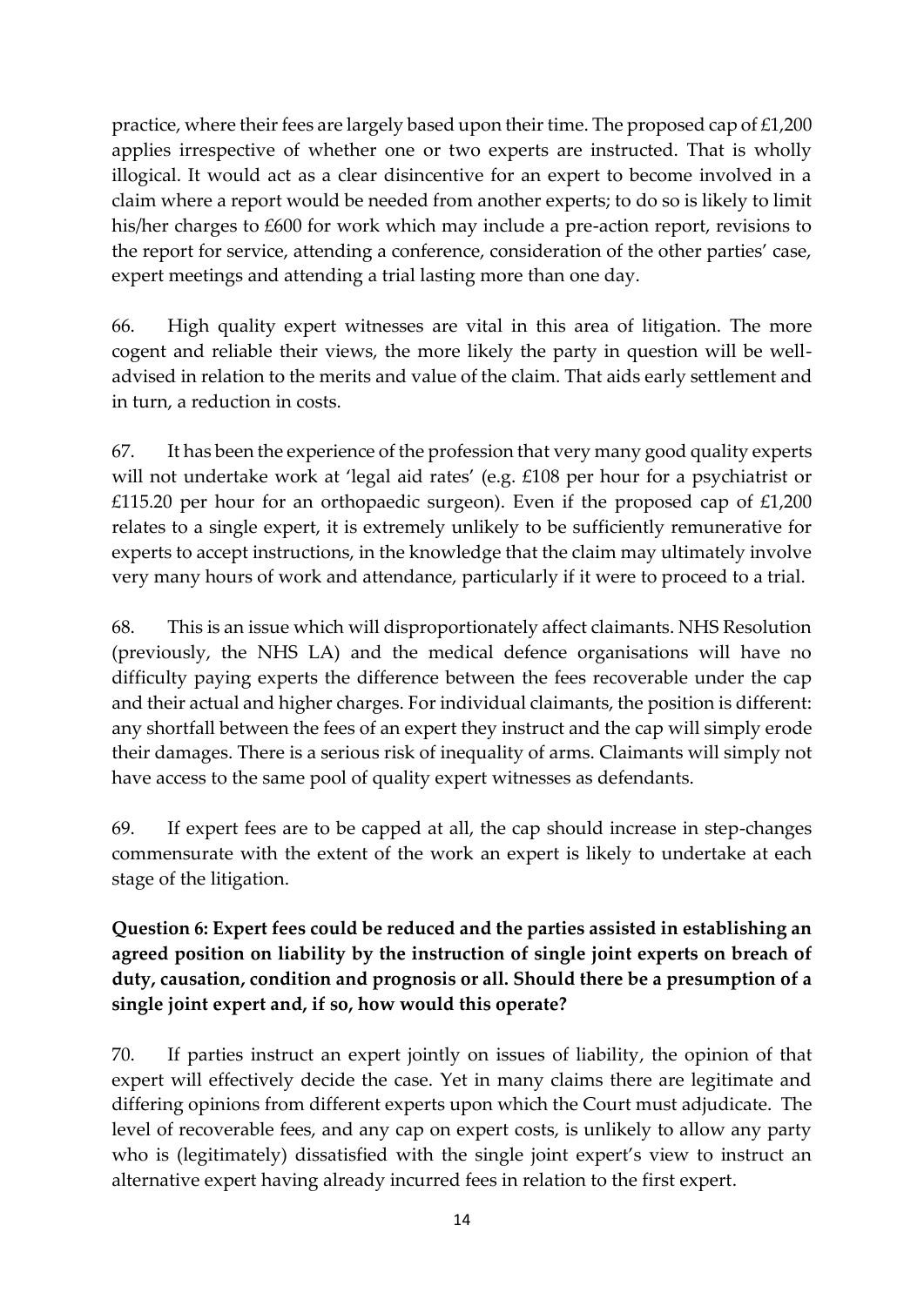practice, where their fees are largely based upon their time. The proposed cap of £1,200 applies irrespective of whether one or two experts are instructed. That is wholly illogical. It would act as a clear disincentive for an expert to become involved in a claim where a report would be needed from another experts; to do so is likely to limit his/her charges to £600 for work which may include a pre-action report, revisions to the report for service, attending a conference, consideration of the other parties' case, expert meetings and attending a trial lasting more than one day.

66. High quality expert witnesses are vital in this area of litigation. The more cogent and reliable their views, the more likely the party in question will be well-advised in relation to the merits and value of the claim. That aids early settlement and in turn, a reduction in costs.

67. It has been the experience of the profession that very many good quality experts will not undertake work at 'legal aid rates' (e.g. £108 per hour for a psychiatrist or £115.20 per hour for an orthopaedic surgeon). Even if the proposed cap of £1,200 relates to a single expert, it is extremely unlikely to be sufficiently remunerative for experts to accept instructions, in the knowledge that the claim may ultimately involve very many hours of work and attendance, particularly if it were to proceed to a trial.

68. This is an issue which will disproportionately affect claimants. NHS Resolution (previously, the NHS LA) and the medical defence organisations will have no difficulty paying experts the difference between the fees recoverable under the cap and their actual and higher charges. For individual claimants, the position is different: any shortfall between the fees of an expert they instruct and the cap will simply erode their damages. There is a serious risk of inequality of arms. Claimants will simply not have access to the same pool of quality expert witnesses as defendants.

69. If expert fees are to be capped at all, the cap should increase in step-changes commensurate with the extent of the work an expert is likely to undertake at each stage of the litigation.

**Question 6: Expert fees could be reduced and the parties assisted in establishing an agreed position on liability by the instruction of single joint experts on breach of duty, causation, condition and prognosis or all. Should there be a presumption of a single joint expert and, if so, how would this operate?**

70. If parties instruct an expert jointly on issues of liability, the opinion of that expert will effectively decide the case. Yet in many claims there are legitimate and differing opinions from different experts upon which the Court must adjudicate. The level of recoverable fees, and any cap on expert costs, is unlikely to allow any party who is (legitimately) dissatisfied with the single joint expert's view to instruct an alternative expert having already incurred fees in relation to the first expert.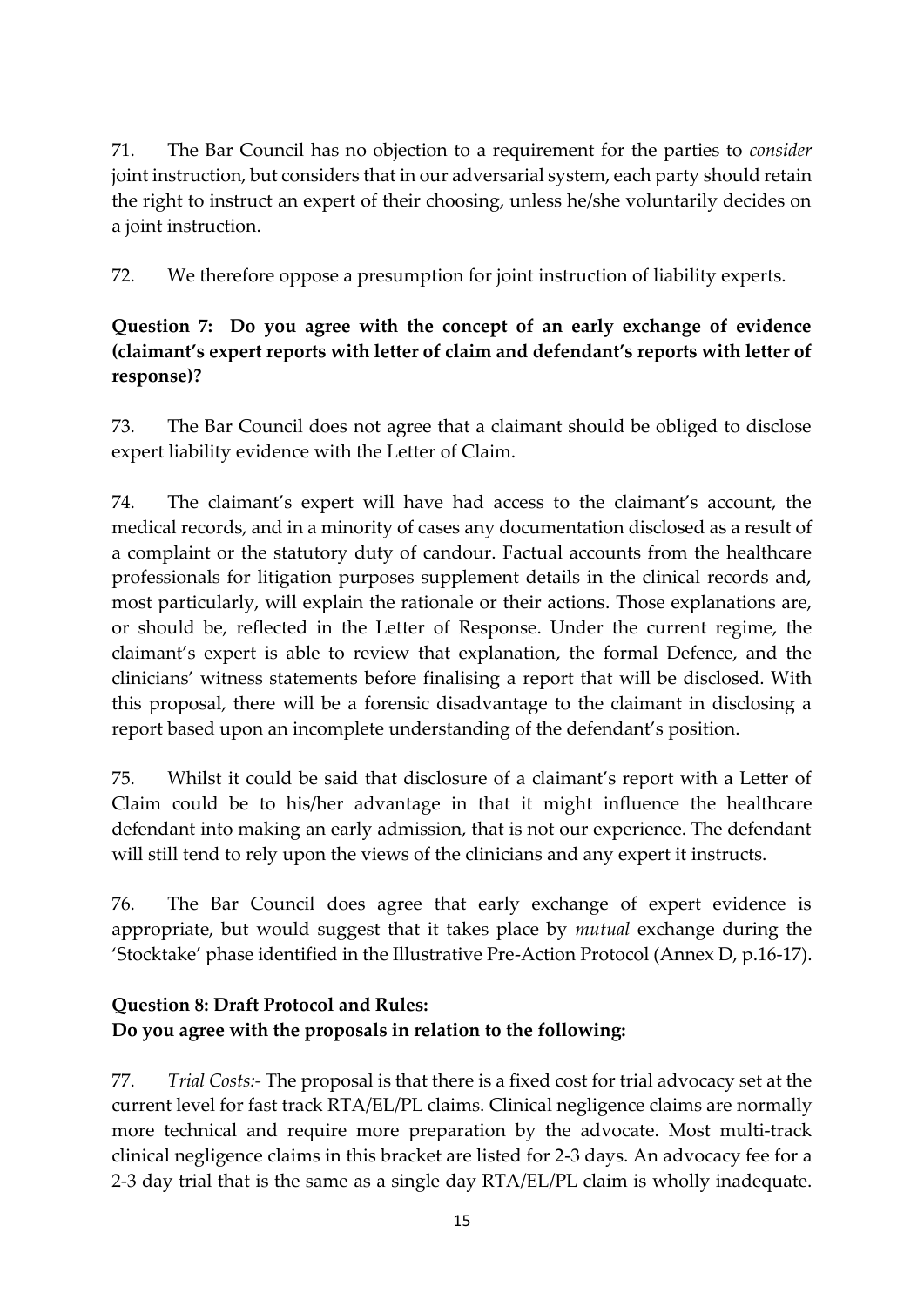71. The Bar Council has no objection to a requirement for the parties to *consider* joint instruction, but considers that in our adversarial system, each party should retain the right to instruct an expert of their choosing, unless he/she voluntarily decides on a joint instruction.

72. We therefore oppose a presumption for joint instruction of liability experts.

**Question 7: Do you agree with the concept of an early exchange of evidence (claimant's expert reports with letter of claim and defendant's reports with letter of response)?**

73. The Bar Council does not agree that a claimant should be obliged to disclose expert liability evidence with the Letter of Claim.

74. The claimant's expert will have had access to the claimant's account, the medical records, and in a minority of cases any documentation disclosed as a result of a complaint or the statutory duty of candour. Factual accounts from the healthcare professionals for litigation purposes supplement details in the clinical records and, most particularly, will explain the rationale or their actions. Those explanations are, or should be, reflected in the Letter of Response. Under the current regime, the claimant's expert is able to review that explanation, the formal Defence, and the clinicians' witness statements before finalising a report that will be disclosed. With this proposal, there will be a forensic disadvantage to the claimant in disclosing a report based upon an incomplete understanding of the defendant's position.

75. Whilst it could be said that disclosure of a claimant's report with a Letter of Claim could be to his/her advantage in that it might influence the healthcare defendant into making an early admission, that is not our experience. The defendant will still tend to rely upon the views of the clinicians and any expert it instructs.

76. The Bar Council does agree that early exchange of expert evidence is appropriate, but would suggest that it takes place by *mutual* exchange during the 'Stocktake' phase identified in the Illustrative Pre-Action Protocol (Annex D, p.16-17).

**Question 8: Draft Protocol and Rules:**
**Do you agree with the proposals in relation to the following:**

77. *Trial Costs:-* The proposal is that there is a fixed cost for trial advocacy set at the current level for fast track RTA/EL/PL claims. Clinical negligence claims are normally more technical and require more preparation by the advocate. Most multi-track clinical negligence claims in this bracket are listed for 2-3 days. An advocacy fee for a 2-3 day trial that is the same as a single day RTA/EL/PL claim is wholly inadequate.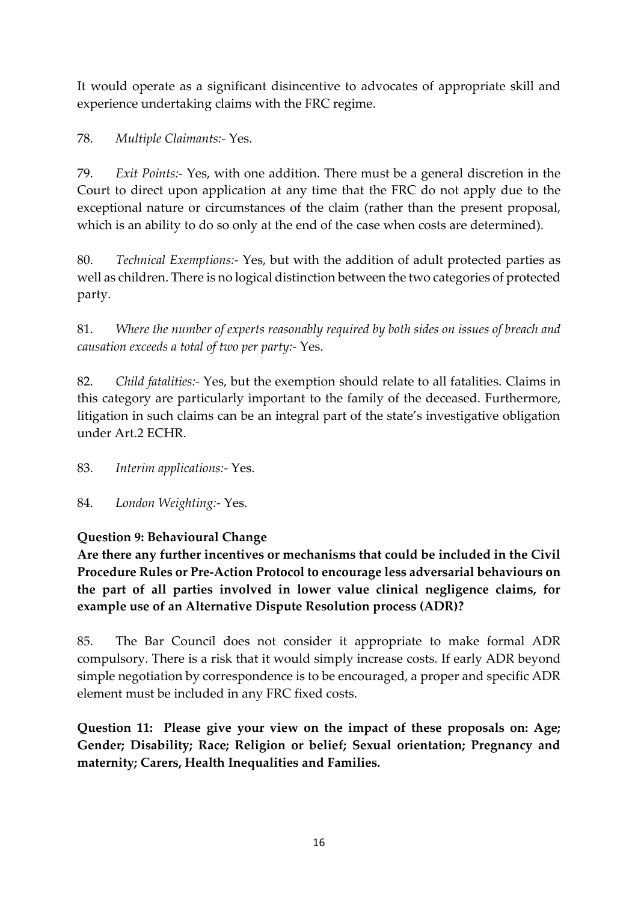It would operate as a significant disincentive to advocates of appropriate skill and experience undertaking claims with the FRC regime.

78. *Multiple Claimants:-* Yes.

79. *Exit Points:-* Yes, with one addition. There must be a general discretion in the Court to direct upon application at any time that the FRC do not apply due to the exceptional nature or circumstances of the claim (rather than the present proposal, which is an ability to do so only at the end of the case when costs are determined).

80. *Technical Exemptions:-* Yes, but with the addition of adult protected parties as well as children. There is no logical distinction between the two categories of protected party.

81. *Where the number of experts reasonably required by both sides on issues of breach and causation exceeds a total of two per party:-* Yes.

82. *Child fatalities:-* Yes, but the exemption should relate to all fatalities. Claims in this category are particularly important to the family of the deceased. Furthermore, litigation in such claims can be an integral part of the state's investigative obligation under Art.2 ECHR.

83. *Interim applications:-* Yes.

84. *London Weighting:-* Yes.

**Question 9: Behavioural Change**

**Are there any further incentives or mechanisms that could be included in the Civil Procedure Rules or Pre-Action Protocol to encourage less adversarial behaviours on the part of all parties involved in lower value clinical negligence claims, for example use of an Alternative Dispute Resolution process (ADR)?**

85. The Bar Council does not consider it appropriate to make formal ADR compulsory. There is a risk that it would simply increase costs. If early ADR beyond simple negotiation by correspondence is to be encouraged, a proper and specific ADR element must be included in any FRC fixed costs.

**Question 11: Please give your view on the impact of these proposals on: Age; Gender; Disability; Race; Religion or belief; Sexual orientation; Pregnancy and maternity; Carers, Health Inequalities and Families.**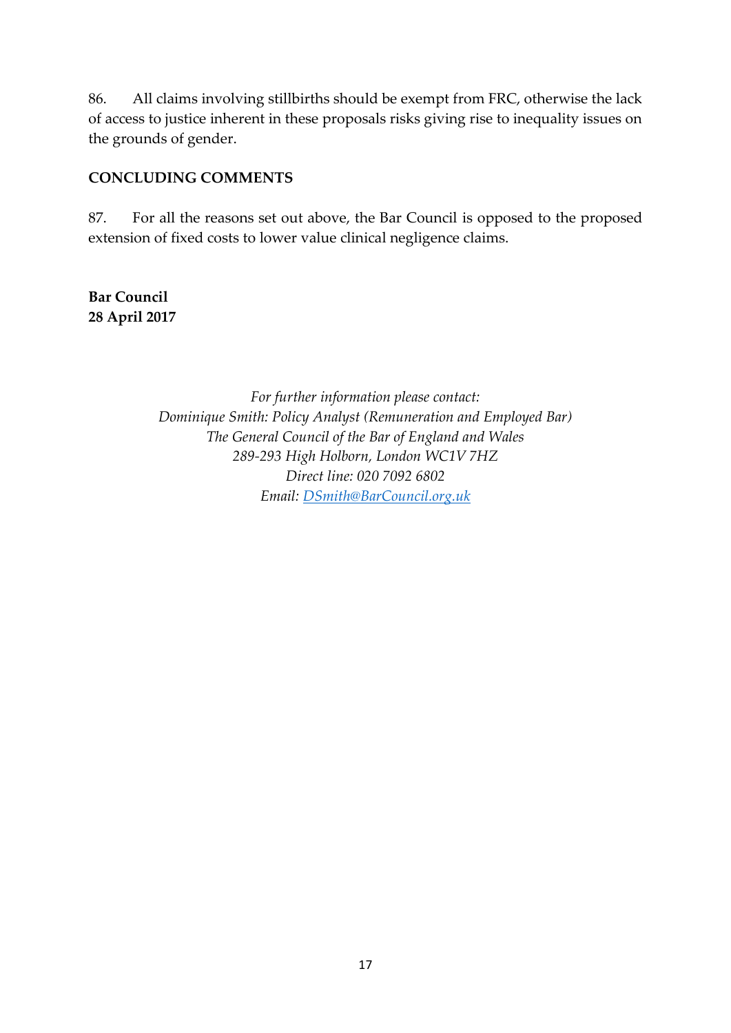86. All claims involving stillbirths should be exempt from FRC, otherwise the lack of access to justice inherent in these proposals risks giving rise to inequality issues on the grounds of gender.

## CONCLUDING COMMENTS

87. For all the reasons set out above, the Bar Council is opposed to the proposed extension of fixed costs to lower value clinical negligence claims.

**Bar Council**
**28 April 2017**

*For further information please contact:*
*Dominique Smith: Policy Analyst (Remuneration and Employed Bar)*
*The General Council of the Bar of England and Wales*
*289-293 High Holborn, London WC1V 7HZ*
*Direct line: 020 7092 6802*
*Email: [DSmith@BarCouncil.org.uk](mailto:DSmith@BarCouncil.org.uk)*